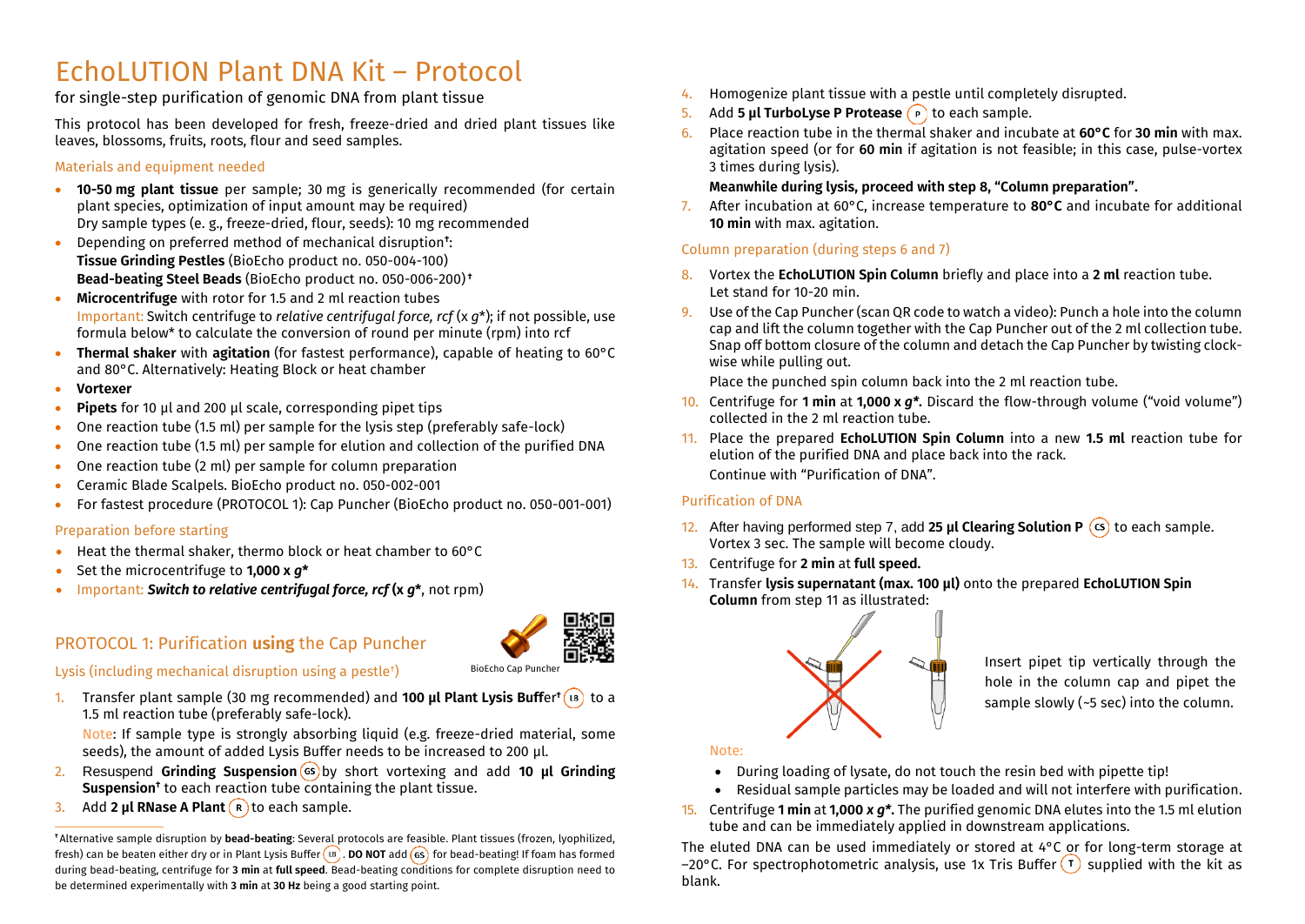# EchoLUTION Plant DNA Kit – Protocol

for single-step purification of genomic DNA from plant tissue

This protocol has been developed for fresh, freeze-dried and dried plant tissues like leaves, blossoms, fruits, roots, flour and seed samples.

## Materials and equipment needed

- **10-50 mg plant tissue** per sample; 30 mg is generically recommended (for certain plant species, optimization of input amount may be required)
  Dry sample types (e. g., freeze-dried, flour, seeds): 10 mg recommended
- Depending on preferred method of mechanical disruption†:
  **Tissue Grinding Pestles** (BioEcho product no. 050-004-100)
  **Bead-beating Steel Beads** (BioEcho product no. 050-006-200)†
- **Microcentrifuge** with rotor for 1.5 and 2 ml reaction tubes
  Important: Switch centrifuge to *relative centrifugal force, rcf* (x *g*\*); if not possible, use formula below\* to calculate the conversion of round per minute (rpm) into rcf
- **Thermal shaker** with **agitation** (for fastest performance), capable of heating to 60°C and 80°C. Alternatively: Heating Block or heat chamber
- **Vortexer**
- **Pipets** for 10 µl and 200 µl scale, corresponding pipet tips
- One reaction tube (1.5 ml) per sample for the lysis step (preferably safe-lock)
- One reaction tube (1.5 ml) per sample for elution and collection of the purified DNA
- One reaction tube (2 ml) per sample for column preparation
- Ceramic Blade Scalpels. BioEcho product no. 050-002-001
- For fastest procedure (PROTOCOL 1): Cap Puncher (BioEcho product no. 050-001-001)

## Preparation before starting

- Heat the thermal shaker, thermo block or heat chamber to 60°C
- Set the microcentrifuge to **1,000 x *g*\***
- Important: ***Switch to relative centrifugal force, rcf* (x *g*\***, not rpm)

## PROTOCOL 1: Purification **using** the Cap Puncher

BioEcho Cap Puncher

### Lysis (including mechanical disruption using a pestle†)

1. Transfer plant sample (30 mg recommended) and **100 µl Plant Lysis Buffer†** (LB) to a 1.5 ml reaction tube (preferably safe-lock).
   Note: If sample type is strongly absorbing liquid (e.g. freeze-dried material, some seeds), the amount of added Lysis Buffer needs to be increased to 200 µl.
2. Resuspend **Grinding Suspension** (GS) by short vortexing and add **10 µl Grinding Suspension†** to each reaction tube containing the plant tissue.
3. Add **2 µl RNase A Plant** (R) to each sample.
4. Homogenize plant tissue with a pestle until completely disrupted.
5. Add **5 µl TurboLyse P Protease** (P) to each sample.
6. Place reaction tube in the thermal shaker and incubate at **60°C** for **30 min** with max. agitation speed (or for **60 min** if agitation is not feasible; in this case, pulse-vortex 3 times during lysis).
   **Meanwhile during lysis, proceed with step 8, "Column preparation".**
7. After incubation at 60°C, increase temperature to **80°C** and incubate for additional **10 min** with max. agitation.

### Column preparation (during steps 6 and 7)

8. Vortex the **EchoLUTION Spin Column** briefly and place into a **2 ml** reaction tube. Let stand for 10-20 min.
9. Use of the Cap Puncher (scan QR code to watch a video): Punch a hole into the column cap and lift the column together with the Cap Puncher out of the 2 ml collection tube. Snap off bottom closure of the column and detach the Cap Puncher by twisting clockwise while pulling out.
   Place the punched spin column back into the 2 ml reaction tube.
10. Centrifuge for **1 min** at **1,000 x *g*\*.** Discard the flow-through volume ("void volume") collected in the 2 ml reaction tube.
11. Place the prepared **EchoLUTION Spin Column** into a new **1.5 ml** reaction tube for elution of the purified DNA and place back into the rack.
    Continue with "Purification of DNA".

### Purification of DNA

12. After having performed step 7, add **25 µl Clearing Solution P** (CS) to each sample. Vortex 3 sec. The sample will become cloudy.
13. Centrifuge for **2 min** at **full speed.**
14. Transfer **lysis supernatant (max. 100 µl)** onto the prepared **EchoLUTION Spin Column** from step 11 as illustrated:

    Insert pipet tip vertically through the hole in the column cap and pipet the sample slowly (~5 sec) into the column.

    Note:
    - During loading of lysate, do not touch the resin bed with pipette tip!
    - Residual sample particles may be loaded and will not interfere with purification.
15. Centrifuge **1 min** at **1,000 x *g*\*.** The purified genomic DNA elutes into the 1.5 ml elution tube and can be immediately applied in downstream applications.

The eluted DNA can be used immediately or stored at 4°C or for long-term storage at −20°C. For spectrophotometric analysis, use 1x Tris Buffer (T) supplied with the kit as blank.

---

†Alternative sample disruption by **bead-beating**: Several protocols are feasible. Plant tissues (frozen, lyophilized, fresh) can be beaten either dry or in Plant Lysis Buffer (LB). **DO NOT** add (GS) for bead-beating! If foam has formed during bead-beating, centrifuge for **3 min** at **full speed**. Bead-beating conditions for complete disruption need to be determined experimentally with **3 min** at **30 Hz** being a good starting point.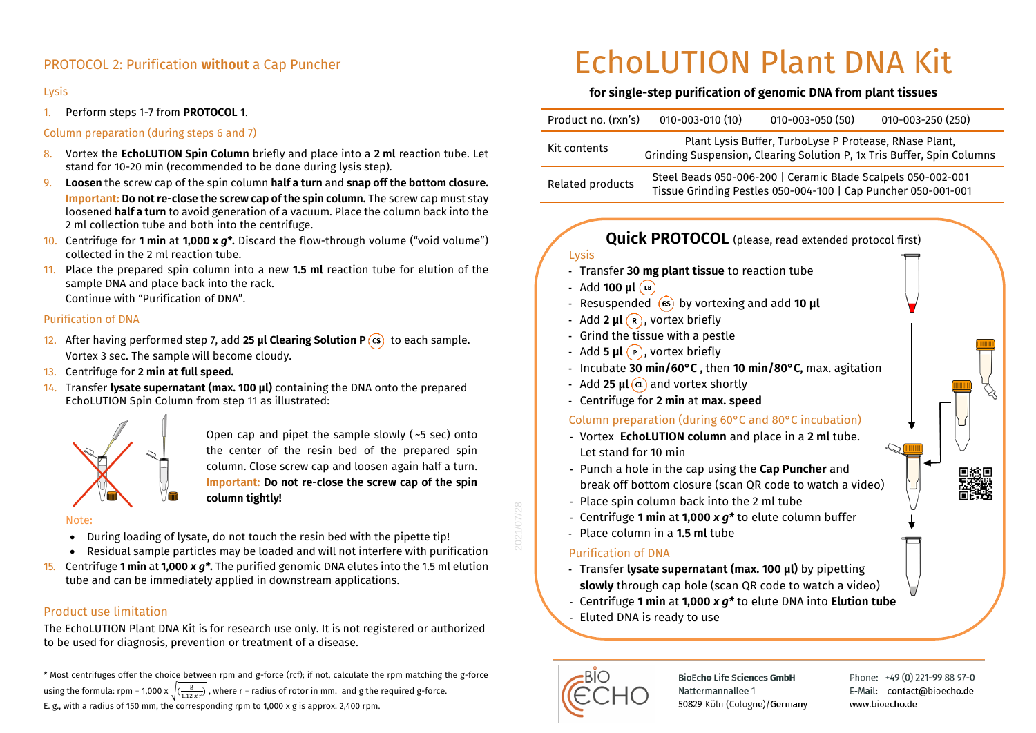## PROTOCOL 2: Purification **without** a Cap Puncher

### Lysis

1. Perform steps 1-7 from **PROTOCOL 1**.

### Column preparation (during steps 6 and 7)

8. Vortex the **EchoLUTION Spin Column** briefly and place into a **2 ml** reaction tube. Let stand for 10-20 min (recommended to be done during lysis step).
9. **Loosen** the screw cap of the spin column **half a turn** and **snap off the bottom closure.**
   **Important: Do not re-close the screw cap of the spin column.** The screw cap must stay loosened **half a turn** to avoid generation of a vacuum. Place the column back into the 2 ml collection tube and both into the centrifuge.
10. Centrifuge for **1 min** at **1,000 x *g****. Discard the flow-through volume ("void volume") collected in the 2 ml reaction tube.
11. Place the prepared spin column into a new **1.5 ml** reaction tube for elution of the sample DNA and place back into the rack.
    Continue with "Purification of DNA".

### Purification of DNA

12. After having performed step 7, add **25 µl Clearing Solution P** (CS) to each sample. Vortex 3 sec. The sample will become cloudy.
13. Centrifuge for **2 min at full speed.**
14. Transfer **lysate supernatant (max. 100 µl)** containing the DNA onto the prepared EchoLUTION Spin Column from step 11 as illustrated:

Open cap and pipet the sample slowly (~5 sec) onto the center of the resin bed of the prepared spin column. Close screw cap and loosen again half a turn. **Important: Do not re-close the screw cap of the spin column tightly!**

Note:

- During loading of lysate, do not touch the resin bed with the pipette tip!
- Residual sample particles may be loaded and will not interfere with purification

15. Centrifuge **1 min** at **1,000 x *g****. The purified genomic DNA elutes into the 1.5 ml elution tube and can be immediately applied in downstream applications.

### Product use limitation

The EchoLUTION Plant DNA Kit is for research use only. It is not registered or authorized to be used for diagnosis, prevention or treatment of a disease.

---

* Most centrifuges offer the choice between rpm and g-force (rcf); if not, calculate the rpm matching the g-force using the formula: $rpm = 1{,}000 \times \sqrt{\left(\frac{g}{1.12 \times r}\right)}$, where r = radius of rotor in mm. and g the required g-force.
E. g., with a radius of 150 mm, the corresponding rpm to 1,000 x g is approx. 2,400 rpm.

2021/07/28

# EchoLUTION Plant DNA Kit

**for single-step purification of genomic DNA from plant tissues**

| | | | |
|---|---|---|---|
| Product no. (rxn's) | 010-003-010 (10) | 010-003-050 (50) | 010-003-250 (250) |
| Kit contents | Plant Lysis Buffer, TurboLyse P Protease, RNase Plant, Grinding Suspension, Clearing Solution P, 1x Tris Buffer, Spin Columns | | |
| Related products | Steel Beads 050-006-200 \| Ceramic Blade Scalpels 050-002-001<br>Tissue Grinding Pestles 050-004-100 \| Cap Puncher 050-001-001 | | |

## Quick PROTOCOL (please, read extended protocol first)

### Lysis

- Transfer **30 mg plant tissue** to reaction tube
- Add **100 µl** (LB)
- Resuspended (GS) by vortexing and add **10 µl**
- Add **2 µl** (R), vortex briefly
- Grind the tissue with a pestle
- Add **5 µl** (P), vortex briefly
- Incubate **30 min/60°C ,** then **10 min/80°C,** max. agitation
- Add **25 µl** (CL) and vortex shortly
- Centrifuge for **2 min** at **max. speed**

### Column preparation (during 60°C and 80°C incubation)

- Vortex **EchoLUTION column** and place in a **2 ml** tube. Let stand for 10 min
- Punch a hole in the cap using the **Cap Puncher** and break off bottom closure (scan QR code to watch a video)
- Place spin column back into the 2 ml tube
- Centrifuge **1 min** at **1,000 x *g**** to elute column buffer
- Place column in a **1.5 ml** tube

### Purification of DNA

- Transfer **lysate supernatant (max. 100 µl)** by pipetting **slowly** through cap hole (scan QR code to watch a video)
- Centrifuge **1 min** at **1,000 x *g**** to elute DNA into **Elution tube**
- Eluted DNA is ready to use

BIO ECHO

**BioEcho Life Sciences GmbH**
Nattermannallee 1
50829 Köln (Cologne)/Germany

Phone: +49 (0) 221-99 88 97-0
E-Mail: contact@bioecho.de
www.bioecho.de